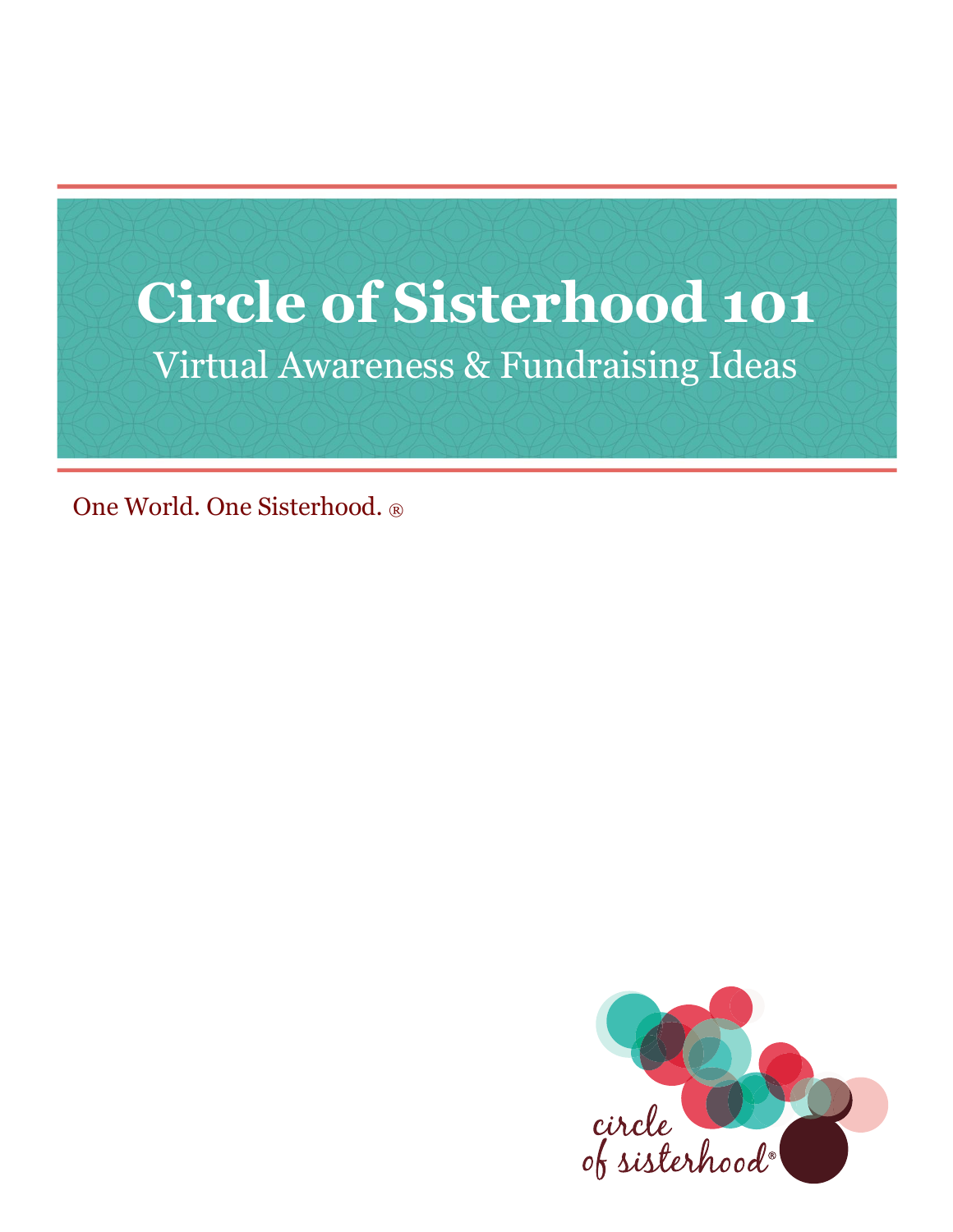# Circle of Sisterhood 101

## Virtual Awareness & Fundraising Ideas

One World. One Sisterhood. ®

circle of sisterhood®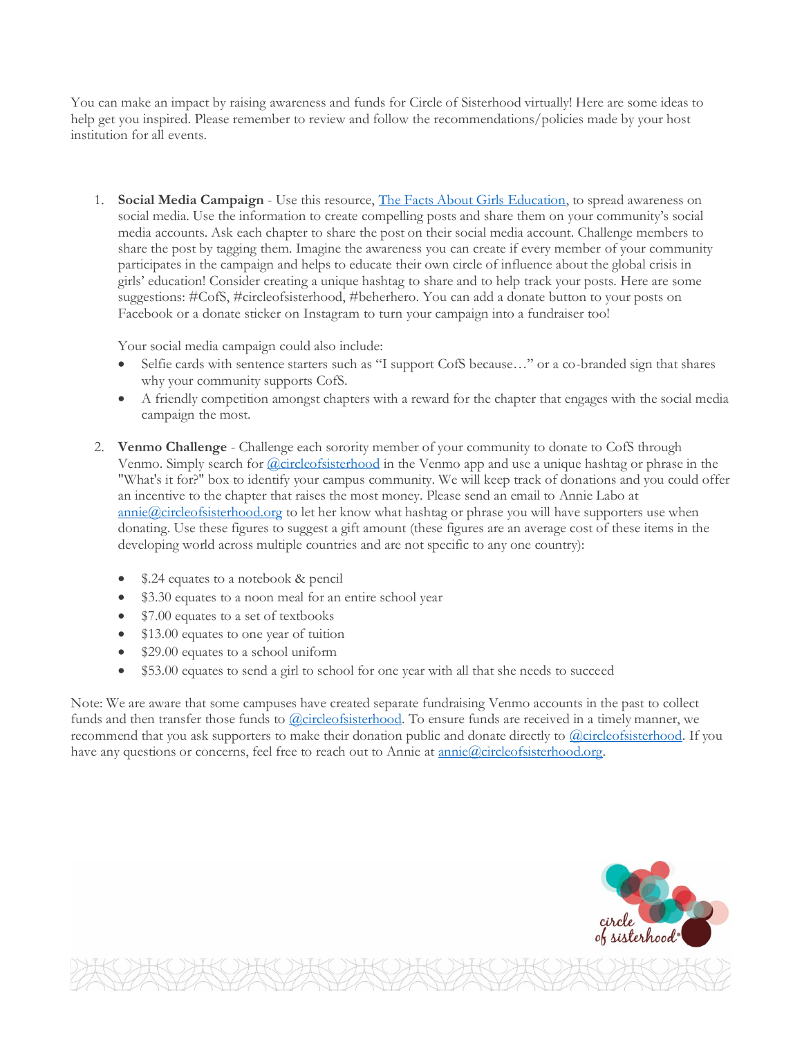You can make an impact by raising awareness and funds for Circle of Sisterhood virtually! Here are some ideas to help get you inspired. Please remember to review and follow the recommendations/policies made by your host institution for all events.

1. **Social Media Campaign** - Use this resource, [The Facts About Girls Education](), to spread awareness on social media. Use the information to create compelling posts and share them on your community's social media accounts. Ask each chapter to share the post on their social media account. Challenge members to share the post by tagging them. Imagine the awareness you can create if every member of your community participates in the campaign and helps to educate their own circle of influence about the global crisis in girls' education! Consider creating a unique hashtag to share and to help track your posts. Here are some suggestions: #CofS, #circleofsisterhood, #beherhero. You can add a donate button to your posts on Facebook or a donate sticker on Instagram to turn your campaign into a fundraiser too!

   Your social media campaign could also include:

   - Selfie cards with sentence starters such as "I support CofS because…" or a co-branded sign that shares why your community supports CofS.
   - A friendly competition amongst chapters with a reward for the chapter that engages with the social media campaign the most.

2. **Venmo Challenge** - Challenge each sorority member of your community to donate to CofS through Venmo. Simply search for @circleofsisterhood in the Venmo app and use a unique hashtag or phrase in the "What's it for?" box to identify your campus community. We will keep track of donations and you could offer an incentive to the chapter that raises the most money. Please send an email to Annie Labo at annie@circleofsisterhood.org to let her know what hashtag or phrase you will have supporters use when donating. Use these figures to suggest a gift amount (these figures are an average cost of these items in the developing world across multiple countries and are not specific to any one country):

   - $.24 equates to a notebook & pencil
   - $3.30 equates to a noon meal for an entire school year
   - $7.00 equates to a set of textbooks
   - $13.00 equates to one year of tuition
   - $29.00 equates to a school uniform
   - $53.00 equates to send a girl to school for one year with all that she needs to succeed

Note: We are aware that some campuses have created separate fundraising Venmo accounts in the past to collect funds and then transfer those funds to @circleofsisterhood. To ensure funds are received in a timely manner, we recommend that you ask supporters to make their donation public and donate directly to @circleofsisterhood. If you have any questions or concerns, feel free to reach out to Annie at annie@circleofsisterhood.org.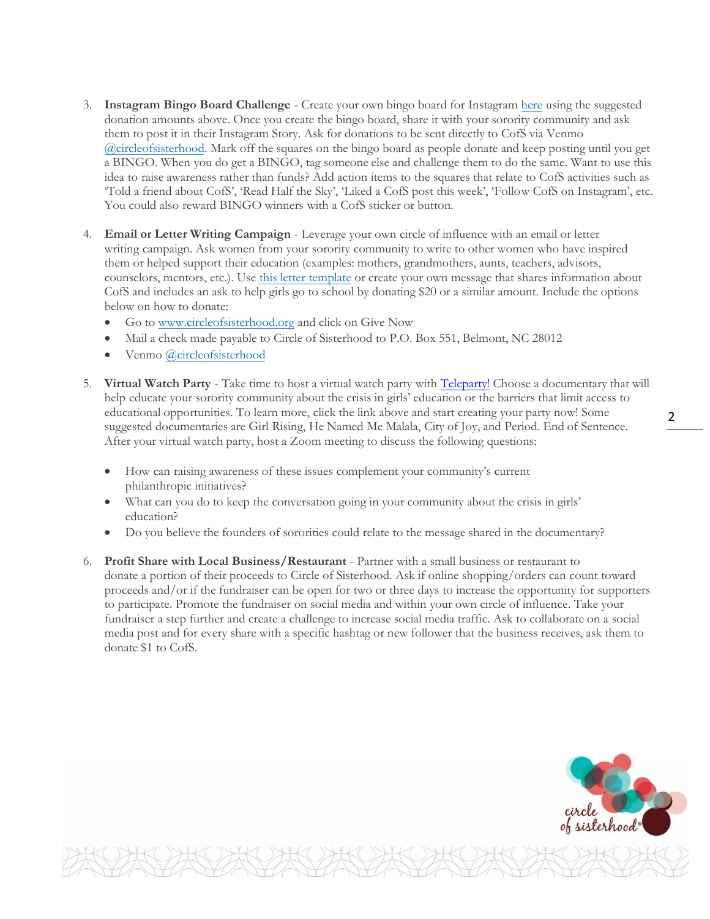3. **Instagram Bingo Board Challenge** - Create your own bingo board for Instagram here using the suggested donation amounts above. Once you create the bingo board, share it with your sorority community and ask them to post it in their Instagram Story. Ask for donations to be sent directly to CofS via Venmo @circleofsisterhood. Mark off the squares on the bingo board as people donate and keep posting until you get a BINGO. When you do get a BINGO, tag someone else and challenge them to do the same. Want to use this idea to raise awareness rather than funds? Add action items to the squares that relate to CofS activities such as 'Told a friend about CofS', 'Read Half the Sky', 'Liked a CofS post this week', 'Follow CofS on Instagram', etc. You could also reward BINGO winners with a CofS sticker or button.

4. **Email or Letter Writing Campaign** - Leverage your own circle of influence with an email or letter writing campaign. Ask women from your sorority community to write to other women who have inspired them or helped support their education (examples: mothers, grandmothers, aunts, teachers, advisors, counselors, mentors, etc.). Use this letter template or create your own message that shares information about CofS and includes an ask to help girls go to school by donating $20 or a similar amount. Include the options below on how to donate:
   - Go to www.circleofsisterhood.org and click on Give Now
   - Mail a check made payable to Circle of Sisterhood to P.O. Box 551, Belmont, NC 28012
   - Venmo @circleofsisterhood

5. **Virtual Watch Party** - Take time to host a virtual watch party with Teleparty! Choose a documentary that will help educate your sorority community about the crisis in girls' education or the barriers that limit access to educational opportunities. To learn more, click the link above and start creating your party now! Some suggested documentaries are Girl Rising, He Named Me Malala, City of Joy, and Period. End of Sentence. After your virtual watch party, host a Zoom meeting to discuss the following questions:

   - How can raising awareness of these issues complement your community's current philanthropic initiatives?
   - What can you do to keep the conversation going in your community about the crisis in girls' education?
   - Do you believe the founders of sororities could relate to the message shared in the documentary?

6. **Profit Share with Local Business/Restaurant** - Partner with a small business or restaurant to donate a portion of their proceeds to Circle of Sisterhood. Ask if online shopping/orders can count toward proceeds and/or if the fundraiser can be open for two or three days to increase the opportunity for supporters to participate. Promote the fundraiser on social media and within your own circle of influence. Take your fundraiser a step further and create a challenge to increase social media traffic. Ask to collaborate on a social media post and for every share with a specific hashtag or new follower that the business receives, ask them to donate $1 to CofS.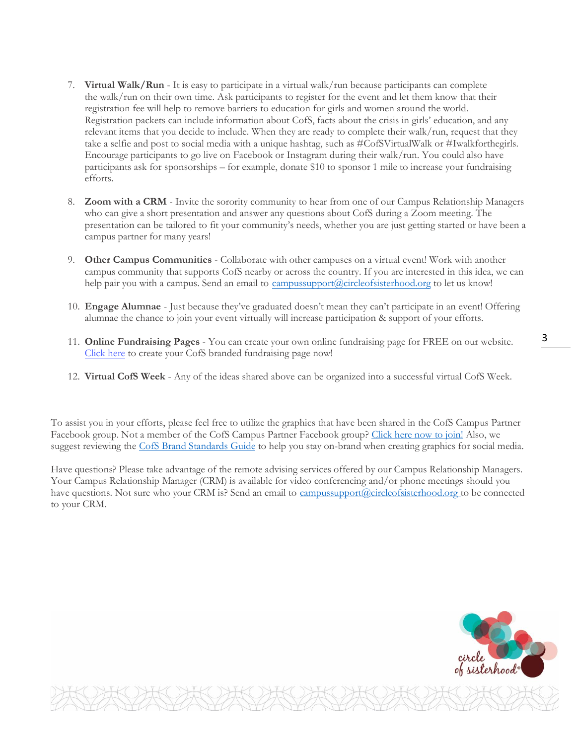7. **Virtual Walk/Run** - It is easy to participate in a virtual walk/run because participants can complete the walk/run on their own time. Ask participants to register for the event and let them know that their registration fee will help to remove barriers to education for girls and women around the world. Registration packets can include information about CofS, facts about the crisis in girls' education, and any relevant items that you decide to include. When they are ready to complete their walk/run, request that they take a selfie and post to social media with a unique hashtag, such as #CofSVirtualWalk or #Iwalkforthegirls. Encourage participants to go live on Facebook or Instagram during their walk/run. You could also have participants ask for sponsorships – for example, donate $10 to sponsor 1 mile to increase your fundraising efforts.

8. **Zoom with a CRM** - Invite the sorority community to hear from one of our Campus Relationship Managers who can give a short presentation and answer any questions about CofS during a Zoom meeting. The presentation can be tailored to fit your community's needs, whether you are just getting started or have been a campus partner for many years!

9. **Other Campus Communities** - Collaborate with other campuses on a virtual event! Work with another campus community that supports CofS nearby or across the country. If you are interested in this idea, we can help pair you with a campus. Send an email to campussupport@circleofsisterhood.org to let us know!

10. **Engage Alumnae** - Just because they've graduated doesn't mean they can't participate in an event! Offering alumnae the chance to join your event virtually will increase participation & support of your efforts.

11. **Online Fundraising Pages** - You can create your own online fundraising page for FREE on our website. Click here to create your CofS branded fundraising page now!

12. **Virtual CofS Week** - Any of the ideas shared above can be organized into a successful virtual CofS Week.

To assist you in your efforts, please feel free to utilize the graphics that have been shared in the CofS Campus Partner Facebook group. Not a member of the CofS Campus Partner Facebook group? Click here now to join! Also, we suggest reviewing the CofS Brand Standards Guide to help you stay on-brand when creating graphics for social media.

Have questions? Please take advantage of the remote advising services offered by our Campus Relationship Managers. Your Campus Relationship Manager (CRM) is available for video conferencing and/or phone meetings should you have questions. Not sure who your CRM is? Send an email to campussupport@circleofsisterhood.org to be connected to your CRM.

circle of sisterhood®